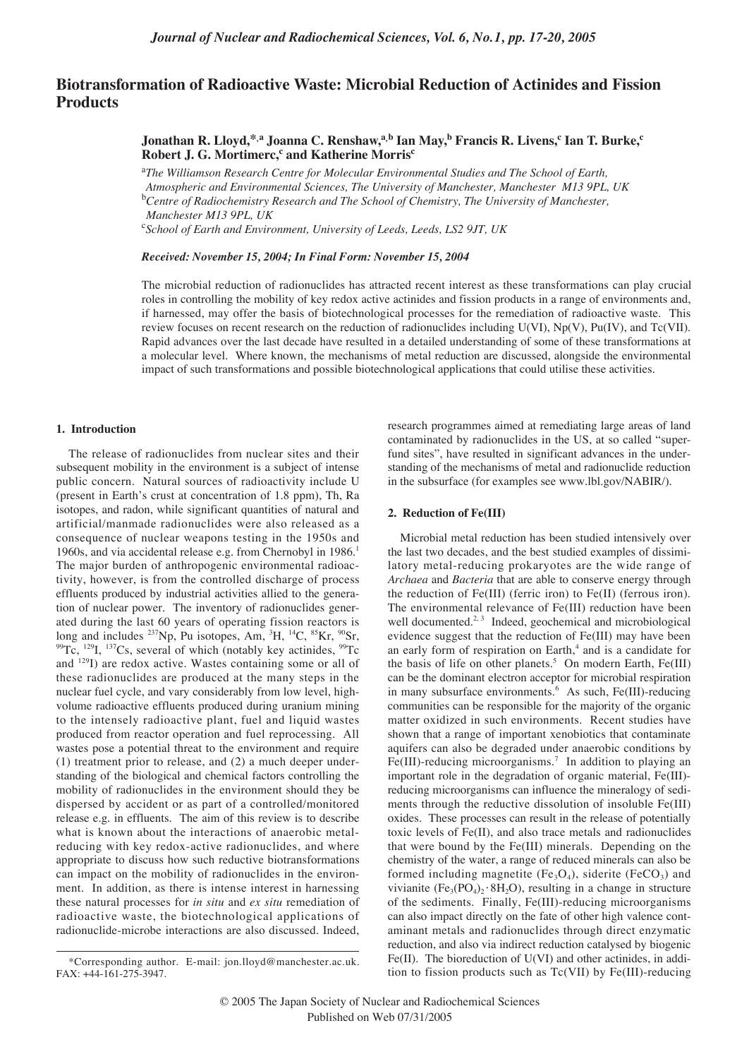# Biotransformation of Radioactive Waste: Microbial Reduction of Actinides and Fission Products

**Jonathan R. Lloyd,\*[,a] Joanna C. Renshaw,[a,b] Ian May,[b] Francis R. Livens,[c] Ian T. Burke,[c] Robert J. G. Mortimer,[c] and Katherine Morris[c]**

[a] *The Williamson Research Centre for Molecular Environmental Studies and The School of Earth, Atmospheric and Environmental Sciences, The University of Manchester, Manchester M13 9PL, UK*

[b] *Centre of Radiochemistry Research and The School of Chemistry, The University of Manchester, Manchester M13 9PL, UK*

[c] *School of Earth and Environment, University of Leeds, Leeds, LS2 9JT, UK*

***Received: November 15, 2004; In Final Form: November 15, 2004***

The microbial reduction of radionuclides has attracted recent interest as these transformations can play crucial roles in controlling the mobility of key redox active actinides and fission products in a range of environments and, if harnessed, may offer the basis of biotechnological processes for the remediation of radioactive waste. This review focuses on recent research on the reduction of radionuclides including U(VI), Np(V), Pu(IV), and Tc(VII). Rapid advances over the last decade have resulted in a detailed understanding of some of these transformations at a molecular level. Where known, the mechanisms of metal reduction are discussed, alongside the environmental impact of such transformations and possible biotechnological applications that could utilise these activities.

## 1. Introduction

The release of radionuclides from nuclear sites and their subsequent mobility in the environment is a subject of intense public concern. Natural sources of radioactivity include U (present in Earth's crust at concentration of 1.8 ppm), Th, Ra isotopes, and radon, while significant quantities of natural and artificial/manmade radionuclides were also released as a consequence of nuclear weapons testing in the 1950s and 1960s, and via accidental release e.g. from Chernobyl in 1986.[1] The major burden of anthropogenic environmental radioactivity, however, is from the controlled discharge of process effluents produced by industrial activities allied to the generation of nuclear power. The inventory of radionuclides generated during the last 60 years of operating fission reactors is long and includes $^{237}$Np, Pu isotopes, Am, $^{3}$H, $^{14}$C, $^{85}$Kr, $^{90}$Sr, $^{99}$Tc, $^{129}$I, $^{137}$Cs, several of which (notably key actinides, $^{99}$Tc and $^{129}$I) are redox active. Wastes containing some or all of these radionuclides are produced at the many steps in the nuclear fuel cycle, and vary considerably from low level, high-volume radioactive effluents produced during uranium mining to the intensely radioactive plant, fuel and liquid wastes produced from reactor operation and fuel reprocessing. All wastes pose a potential threat to the environment and require (1) treatment prior to release, and (2) a much deeper understanding of the biological and chemical factors controlling the mobility of radionuclides in the environment should they be dispersed by accident or as part of a controlled/monitored release e.g. in effluents. The aim of this review is to describe what is known about the interactions of anaerobic metal-reducing with key redox-active radionuclides, and where appropriate to discuss how such reductive biotransformations can impact on the mobility of radionuclides in the environment. In addition, as there is intense interest in harnessing these natural processes for *in situ* and *ex situ* remediation of radioactive waste, the biotechnological applications of radionuclide-microbe interactions are also discussed. Indeed, research programmes aimed at remediating large areas of land contaminated by radionuclides in the US, at so called "superfund sites", have resulted in significant advances in the understanding of the mechanisms of metal and radionuclide reduction in the subsurface (for examples see www.lbl.gov/NABIR/).

## 2. Reduction of Fe(III)

Microbial metal reduction has been studied intensively over the last two decades, and the best studied examples of dissimilatory metal-reducing prokaryotes are the wide range of *Archaea* and *Bacteria* that are able to conserve energy through the reduction of Fe(III) (ferric iron) to Fe(II) (ferrous iron). The environmental relevance of Fe(III) reduction have been well documented.[2, 3] Indeed, geochemical and microbiological evidence suggest that the reduction of Fe(III) may have been an early form of respiration on Earth,[4] and is a candidate for the basis of life on other planets.[5] On modern Earth, Fe(III) can be the dominant electron acceptor for microbial respiration in many subsurface environments.[6] As such, Fe(III)-reducing communities can be responsible for the majority of the organic matter oxidized in such environments. Recent studies have shown that a range of important xenobiotics that contaminate aquifers can also be degraded under anaerobic conditions by Fe(III)-reducing microorganisms.[7] In addition to playing an important role in the degradation of organic material, Fe(III)-reducing microorganisms can influence the mineralogy of sediments through the reductive dissolution of insoluble Fe(III) oxides. These processes can result in the release of potentially toxic levels of Fe(II), and also trace metals and radionuclides that were bound by the Fe(III) minerals. Depending on the chemistry of the water, a range of reduced minerals can also be formed including magnetite ($Fe_3O_4$), siderite ($FeCO_3$) and vivianite ($Fe_3(PO_4)_2 \cdot 8H_2O$), resulting in a change in structure of the sediments. Finally, Fe(III)-reducing microorganisms can also impact directly on the fate of other high valence contaminant metals and radionuclides through direct enzymatic reduction, and also via indirect reduction catalysed by biogenic Fe(II). The bioreduction of U(VI) and other actinides, in addition to fission products such as Tc(VII) by Fe(III)-reducing

\*Corresponding author. E-mail: jon.lloyd@manchester.ac.uk. FAX: +44-161-275-3947.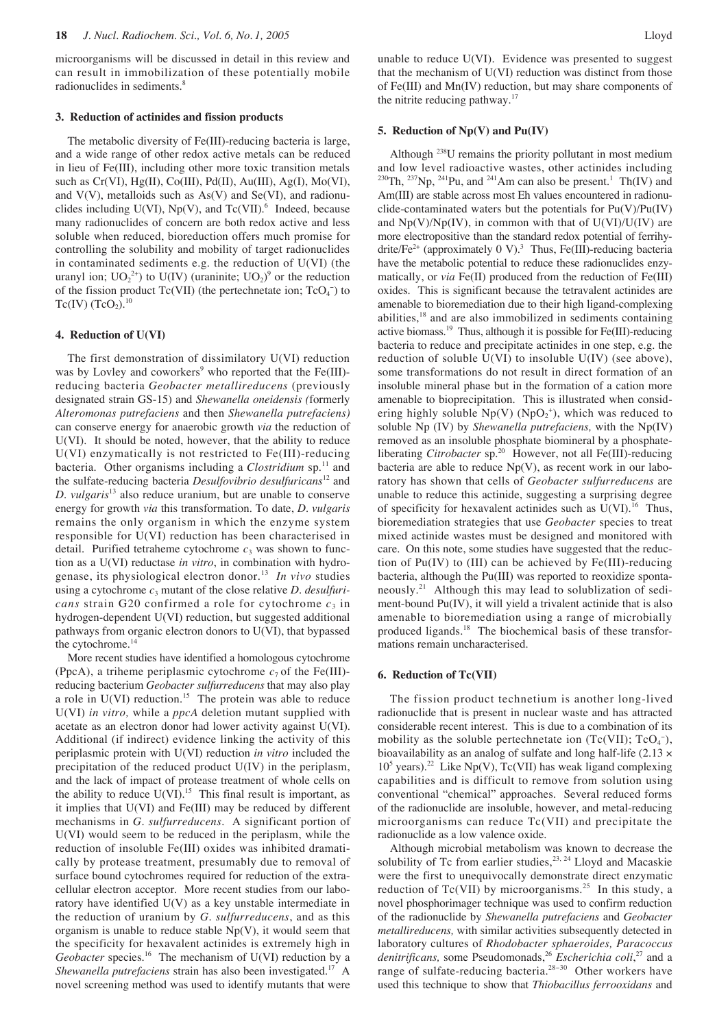microorganisms will be discussed in detail in this review and can result in immobilization of these potentially mobile radionuclides in sediments.[8]

### 3. Reduction of actinides and fission products

The metabolic diversity of Fe(III)-reducing bacteria is large, and a wide range of other redox active metals can be reduced in lieu of Fe(III), including other more toxic transition metals such as Cr(VI), Hg(II), Co(III), Pd(II), Au(III), Ag(I), Mo(VI), and V(V), metalloids such as As(V) and Se(VI), and radionuclides including U(VI), Np(V), and Tc(VII).[6] Indeed, because many radionuclides of concern are both redox active and less soluble when reduced, bioreduction offers much promise for controlling the solubility and mobility of target radionuclides in contaminated sediments e.g. the reduction of U(VI) (the uranyl ion; $UO_2^{2+}$) to U(IV) (uraninite; $UO_2$)[9] or the reduction of the fission product Tc(VII) (the pertechnetate ion; $TcO_4^-$) to Tc(IV) ($TcO_2$).[10]

### 4. Reduction of U(VI)

The first demonstration of dissimilatory U(VI) reduction was by Lovley and coworkers[9] who reported that the Fe(III)-reducing bacteria *Geobacter metallireducens* (previously designated strain GS-15) and *Shewanella oneidensis (*formerly *Alteromonas putrefaciens* and then *Shewanella putrefaciens)* can conserve energy for anaerobic growth *via* the reduction of U(VI). It should be noted, however, that the ability to reduce U(VI) enzymatically is not restricted to Fe(III)-reducing bacteria. Other organisms including a *Clostridium* sp.[11] and the sulfate-reducing bacteria *Desulfovibrio desulfuricans*[12] and *D. vulgaris*[13] also reduce uranium, but are unable to conserve energy for growth *via* this transformation. To date, *D. vulgaris* remains the only organism in which the enzyme system responsible for U(VI) reduction has been characterised in detail. Purified tetraheme cytochrome $c_3$ was shown to function as a U(VI) reductase *in vitro*, in combination with hydrogenase, its physiological electron donor.[13] *In vivo* studies using a cytochrome $c_3$ mutant of the close relative *D. desulfuricans* strain G20 confirmed a role for cytochrome $c_3$ in hydrogen-dependent U(VI) reduction, but suggested additional pathways from organic electron donors to U(VI), that bypassed the cytochrome.[14]

More recent studies have identified a homologous cytochrome (PpcA), a triheme periplasmic cytochrome $c_7$ of the Fe(III)-reducing bacterium *Geobacter sulfurreducens* that may also play a role in U(VI) reduction.[15] The protein was able to reduce U(VI) *in vitro,* while a *ppcA* deletion mutant supplied with acetate as an electron donor had lower activity against U(VI). Additional (if indirect) evidence linking the activity of this periplasmic protein with U(VI) reduction *in vitro* included the precipitation of the reduced product U(IV) in the periplasm, and the lack of impact of protease treatment of whole cells on the ability to reduce U(VI).[15] This final result is important, as it implies that U(VI) and Fe(III) may be reduced by different mechanisms in *G. sulfurreducens*. A significant portion of U(VI) would seem to be reduced in the periplasm, while the reduction of insoluble Fe(III) oxides was inhibited dramatically by protease treatment, presumably due to removal of surface bound cytochromes required for reduction of the extracellular electron acceptor. More recent studies from our laboratory have identified U(V) as a key unstable intermediate in the reduction of uranium by *G. sulfurreducens*, and as this organism is unable to reduce stable Np(V), it would seem that the specificity for hexavalent actinides is extremely high in *Geobacter* species.[16] The mechanism of U(VI) reduction by a *Shewanella putrefaciens* strain has also been investigated.[17] A novel screening method was used to identify mutants that were unable to reduce U(VI). Evidence was presented to suggest that the mechanism of U(VI) reduction was distinct from those of Fe(III) and Mn(IV) reduction, but may share components of the nitrite reducing pathway.[17]

### 5. Reduction of Np(V) and Pu(IV)

Although $^{238}$U remains the priority pollutant in most medium and low level radioactive wastes, other actinides including $^{230}$Th, $^{237}$Np, $^{241}$Pu, and $^{241}$Am can also be present.[1] Th(IV) and Am(III) are stable across most Eh values encountered in radionuclide-contaminated waters but the potentials for Pu(V)/Pu(IV) and Np(V)/Np(IV), in common with that of U(VI)/U(IV) are more electropositive than the standard redox potential of ferrihydrite/$Fe^{2+}$ (approximately 0 V).[3] Thus, Fe(III)-reducing bacteria have the metabolic potential to reduce these radionuclides enzymatically, or *via* Fe(II) produced from the reduction of Fe(III) oxides. This is significant because the tetravalent actinides are amenable to bioremediation due to their high ligand-complexing abilities,[18] and are also immobilized in sediments containing active biomass.[19] Thus, although it is possible for Fe(III)-reducing bacteria to reduce and precipitate actinides in one step, e.g. the reduction of soluble U(VI) to insoluble U(IV) (see above), some transformations do not result in direct formation of an insoluble mineral phase but in the formation of a cation more amenable to bioprecipitation. This is illustrated when considering highly soluble Np(V) ($NpO_2^+$), which was reduced to soluble Np (IV) by *Shewanella putrefaciens,* with the Np(IV) removed as an insoluble phosphate biomineral by a phosphate-liberating *Citrobacter* sp.[20] However, not all Fe(III)-reducing bacteria are able to reduce Np(V), as recent work in our laboratory has shown that cells of *Geobacter sulfurreducens* are unable to reduce this actinide, suggesting a surprising degree of specificity for hexavalent actinides such as U(VI).[16] Thus, bioremediation strategies that use *Geobacter* species to treat mixed actinide wastes must be designed and monitored with care. On this note, some studies have suggested that the reduction of Pu(IV) to (III) can be achieved by Fe(III)-reducing bacteria, although the Pu(III) was reported to reoxidize spontaneously.[21] Although this may lead to solublization of sediment-bound Pu(IV), it will yield a trivalent actinide that is also amenable to bioremediation using a range of microbially produced ligands.[18] The biochemical basis of these transformations remain uncharacterised.

### 6. Reduction of Tc(VII)

The fission product technetium is another long-lived radionuclide that is present in nuclear waste and has attracted considerable recent interest. This is due to a combination of its mobility as the soluble pertechnetate ion (Tc(VII); $TcO_4^-$), bioavailability as an analog of sulfate and long half-life ($2.13 \times 10^5$ years).[22] Like Np(V), Tc(VII) has weak ligand complexing capabilities and is difficult to remove from solution using conventional "chemical" approaches. Several reduced forms of the radionuclide are insoluble, however, and metal-reducing microorganisms can reduce Tc(VII) and precipitate the radionuclide as a low valence oxide.

Although microbial metabolism was known to decrease the solubility of Tc from earlier studies,[23, 24] Lloyd and Macaskie were the first to unequivocally demonstrate direct enzymatic reduction of Tc(VII) by microorganisms.[25] In this study, a novel phosphorimager technique was used to confirm reduction of the radionuclide by *Shewanella putrefaciens* and *Geobacter metallireducens,* with similar activities subsequently detected in laboratory cultures of *Rhodobacter sphaeroides, Paracoccus denitrificans,* some Pseudomonads,[26] *Escherichia coli*,[27] and a range of sulfate-reducing bacteria.[28–30] Other workers have used this technique to show that *Thiobacillus ferrooxidans* and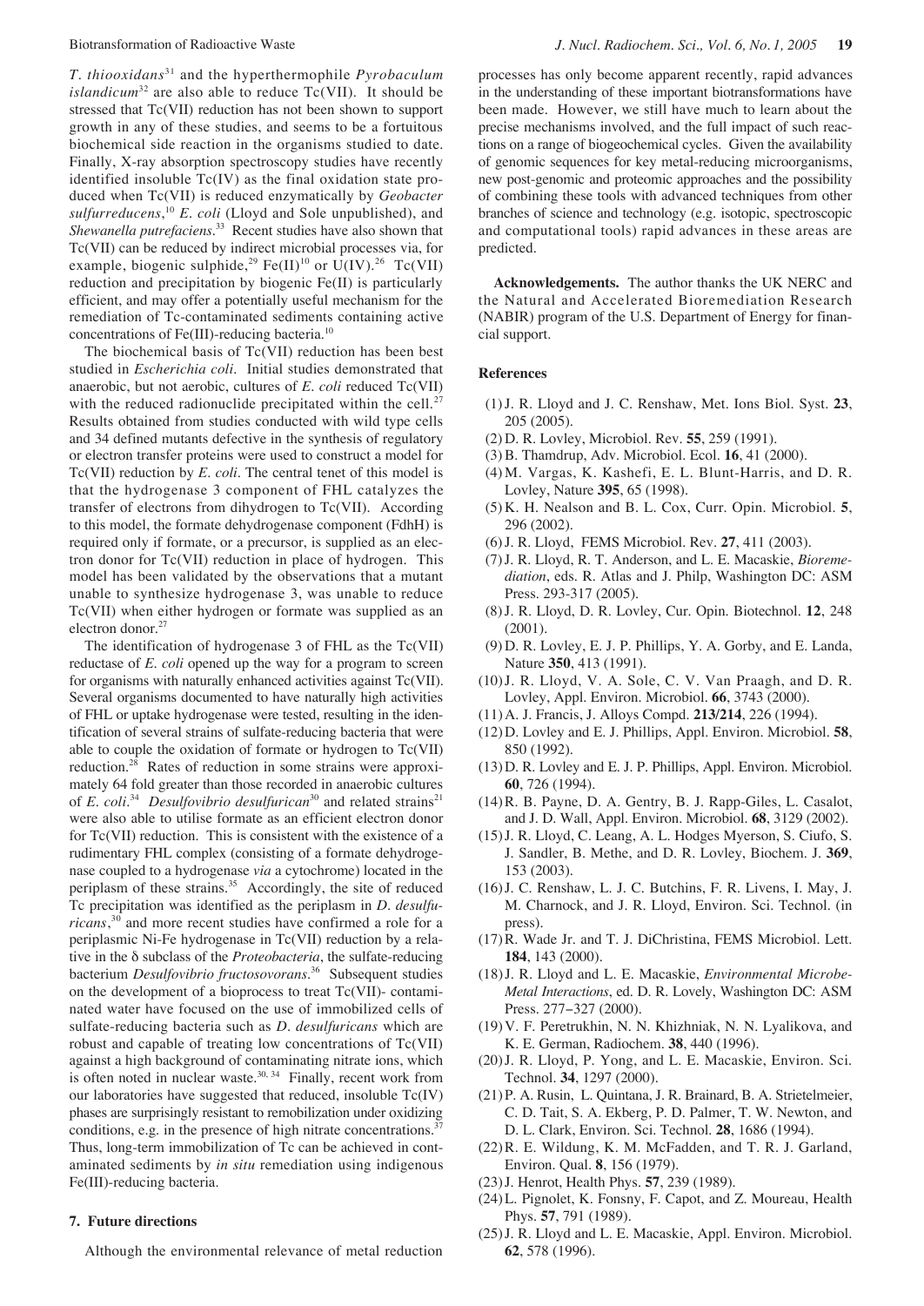*T. thiooxidans*[31] and the hyperthermophile *Pyrobaculum islandicum*[32] are also able to reduce Tc(VII). It should be stressed that Tc(VII) reduction has not been shown to support growth in any of these studies, and seems to be a fortuitous biochemical side reaction in the organisms studied to date. Finally, X-ray absorption spectroscopy studies have recently identified insoluble Tc(IV) as the final oxidation state produced when Tc(VII) is reduced enzymatically by *Geobacter sulfurreducens*,[10] *E. coli* (Lloyd and Sole unpublished), and *Shewanella putrefaciens*.[33] Recent studies have also shown that Tc(VII) can be reduced by indirect microbial processes via, for example, biogenic sulphide,[29] Fe(II)[10] or U(IV).[26] Tc(VII) reduction and precipitation by biogenic Fe(II) is particularly efficient, and may offer a potentially useful mechanism for the remediation of Tc-contaminated sediments containing active concentrations of Fe(III)-reducing bacteria.[10]

The biochemical basis of Tc(VII) reduction has been best studied in *Escherichia coli*. Initial studies demonstrated that anaerobic, but not aerobic, cultures of *E. coli* reduced Tc(VII) with the reduced radionuclide precipitated within the cell.[27] Results obtained from studies conducted with wild type cells and 34 defined mutants defective in the synthesis of regulatory or electron transfer proteins were used to construct a model for Tc(VII) reduction by *E. coli*. The central tenet of this model is that the hydrogenase 3 component of FHL catalyzes the transfer of electrons from dihydrogen to Tc(VII). According to this model, the formate dehydrogenase component (FdhH) is required only if formate, or a precursor, is supplied as an electron donor for Tc(VII) reduction in place of hydrogen. This model has been validated by the observations that a mutant unable to synthesize hydrogenase 3, was unable to reduce Tc(VII) when either hydrogen or formate was supplied as an electron donor.[27]

The identification of hydrogenase 3 of FHL as the Tc(VII) reductase of *E. coli* opened up the way for a program to screen for organisms with naturally enhanced activities against Tc(VII). Several organisms documented to have naturally high activities of FHL or uptake hydrogenase were tested, resulting in the identification of several strains of sulfate-reducing bacteria that were able to couple the oxidation of formate or hydrogen to Tc(VII) reduction.[28] Rates of reduction in some strains were approximately 64 fold greater than those recorded in anaerobic cultures of *E. coli*.[34] *Desulfovibrio desulfurican*[30] and related strains[21] were also able to utilise formate as an efficient electron donor for Tc(VII) reduction. This is consistent with the existence of a rudimentary FHL complex (consisting of a formate dehydrogenase coupled to a hydrogenase *via* a cytochrome) located in the periplasm of these strains.[35] Accordingly, the site of reduced Tc precipitation was identified as the periplasm in *D. desulfuricans*,[30] and more recent studies have confirmed a role for a periplasmic Ni-Fe hydrogenase in Tc(VII) reduction by a relative in the δ subclass of the *Proteobacteria*, the sulfate-reducing bacterium *Desulfovibrio fructosovorans*.[36] Subsequent studies on the development of a bioprocess to treat Tc(VII)- contaminated water have focused on the use of immobilized cells of sulfate-reducing bacteria such as *D. desulfuricans* which are robust and capable of treating low concentrations of Tc(VII) against a high background of contaminating nitrate ions, which is often noted in nuclear waste.[30, 34] Finally, recent work from our laboratories have suggested that reduced, insoluble Tc(IV) phases are surprisingly resistant to remobilization under oxidizing conditions, e.g. in the presence of high nitrate concentrations.[37] Thus, long-term immobilization of Tc can be achieved in contaminated sediments by *in situ* remediation using indigenous Fe(III)-reducing bacteria.

## 7. Future directions

Although the environmental relevance of metal reduction processes has only become apparent recently, rapid advances in the understanding of these important biotransformations have been made. However, we still have much to learn about the precise mechanisms involved, and the full impact of such reactions on a range of biogeochemical cycles. Given the availability of genomic sequences for key metal-reducing microorganisms, new post-genomic and proteomic approaches and the possibility of combining these tools with advanced techniques from other branches of science and technology (e.g. isotopic, spectroscopic and computational tools) rapid advances in these areas are predicted.

**Acknowledgements.** The author thanks the UK NERC and the Natural and Accelerated Bioremediation Research (NABIR) program of the U.S. Department of Energy for financial support.

### References

(1) J. R. Lloyd and J. C. Renshaw, Met. Ions Biol. Syst. **23**, 205 (2005).

(2) D. R. Lovley, Microbiol. Rev. **55**, 259 (1991).

(3) B. Thamdrup, Adv. Microbiol. Ecol. **16**, 41 (2000).

(4) M. Vargas, K. Kashefi, E. L. Blunt-Harris, and D. R. Lovley, Nature **395**, 65 (1998).

(5) K. H. Nealson and B. L. Cox, Curr. Opin. Microbiol. **5**, 296 (2002).

(6) J. R. Lloyd, FEMS Microbiol. Rev. **27**, 411 (2003).

(7) J. R. Lloyd, R. T. Anderson, and L. E. Macaskie, *Bioremediation*, eds. R. Atlas and J. Philp, Washington DC: ASM Press. 293-317 (2005).

(8) J. R. Lloyd, D. R. Lovley, Cur. Opin. Biotechnol. **12**, 248 (2001).

(9) D. R. Lovley, E. J. P. Phillips, Y. A. Gorby, and E. Landa, Nature **350**, 413 (1991).

(10) J. R. Lloyd, V. A. Sole, C. V. Van Praagh, and D. R. Lovley, Appl. Environ. Microbiol. **66**, 3743 (2000).

(11) A. J. Francis, J. Alloys Compd. **213/214**, 226 (1994).

(12) D. Lovley and E. J. Phillips, Appl. Environ. Microbiol. **58**, 850 (1992).

(13) D. R. Lovley and E. J. P. Phillips, Appl. Environ. Microbiol. **60**, 726 (1994).

(14) R. B. Payne, D. A. Gentry, B. J. Rapp-Giles, L. Casalot, and J. D. Wall, Appl. Environ. Microbiol. **68**, 3129 (2002).

(15) J. R. Lloyd, C. Leang, A. L. Hodges Myerson, S. Ciufo, S. J. Sandler, B. Methe, and D. R. Lovley, Biochem. J. **369**, 153 (2003).

(16) J. C. Renshaw, L. J. C. Butchins, F. R. Livens, I. May, J. M. Charnock, and J. R. Lloyd, Environ. Sci. Technol. (in press).

(17) R. Wade Jr. and T. J. DiChristina, FEMS Microbiol. Lett. **184**, 143 (2000).

(18) J. R. Lloyd and L. E. Macaskie, *Environmental Microbe-Metal Interactions*, ed. D. R. Lovely, Washington DC: ASM Press. 277–327 (2000).

(19) V. F. Peretrukhin, N. N. Khizhniak, N. N. Lyalikova, and K. E. German, Radiochem. **38**, 440 (1996).

(20) J. R. Lloyd, P. Yong, and L. E. Macaskie, Environ. Sci. Technol. **34**, 1297 (2000).

(21) P. A. Rusin, L. Quintana, J. R. Brainard, B. A. Strietelmeier, C. D. Tait, S. A. Ekberg, P. D. Palmer, T. W. Newton, and D. L. Clark, Environ. Sci. Technol. **28**, 1686 (1994).

(22) R. E. Wildung, K. M. McFadden, and T. R. J. Garland, Environ. Qual. **8**, 156 (1979).

(23) J. Henrot, Health Phys. **57**, 239 (1989).

(24) L. Pignolet, K. Fonsny, F. Capot, and Z. Moureau, Health Phys. **57**, 791 (1989).

(25) J. R. Lloyd and L. E. Macaskie, Appl. Environ. Microbiol. **62**, 578 (1996).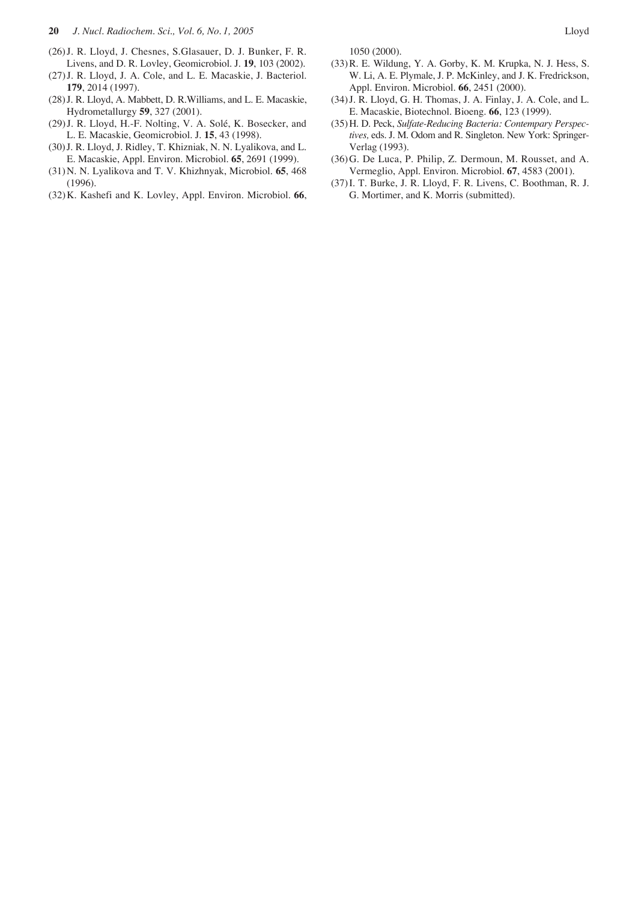(26) J. R. Lloyd, J. Chesnes, S.Glasauer, D. J. Bunker, F. R. Livens, and D. R. Lovley, Geomicrobiol. J. **19**, 103 (2002).

(27) J. R. Lloyd, J. A. Cole, and L. E. Macaskie, J. Bacteriol. **179**, 2014 (1997).

(28) J. R. Lloyd, A. Mabbett, D. R.Williams, and L. E. Macaskie, Hydrometallurgy **59**, 327 (2001).

(29) J. R. Lloyd, H.-F. Nolting, V. A. Solé, K. Bosecker, and L. E. Macaskie, Geomicrobiol. J. **15**, 43 (1998).

(30) J. R. Lloyd, J. Ridley, T. Khizniak, N. N. Lyalikova, and L. E. Macaskie, Appl. Environ. Microbiol. **65**, 2691 (1999).

(31) N. N. Lyalikova and T. V. Khizhnyak, Microbiol. **65**, 468 (1996).

(32) K. Kashefi and K. Lovley, Appl. Environ. Microbiol. **66**, 1050 (2000).

(33) R. E. Wildung, Y. A. Gorby, K. M. Krupka, N. J. Hess, S. W. Li, A. E. Plymale, J. P. McKinley, and J. K. Fredrickson, Appl. Environ. Microbiol. **66**, 2451 (2000).

(34) J. R. Lloyd, G. H. Thomas, J. A. Finlay, J. A. Cole, and L. E. Macaskie, Biotechnol. Bioeng. **66**, 123 (1999).

(35) H. D. Peck, *Sulfate-Reducing Bacteria: Contempary Perspectives,* eds. J. M. Odom and R. Singleton. New York: Springer-Verlag (1993).

(36) G. De Luca, P. Philip, Z. Dermoun, M. Rousset, and A. Vermeglio, Appl. Environ. Microbiol. **67**, 4583 (2001).

(37) I. T. Burke, J. R. Lloyd, F. R. Livens, C. Boothman, R. J. G. Mortimer, and K. Morris (submitted).